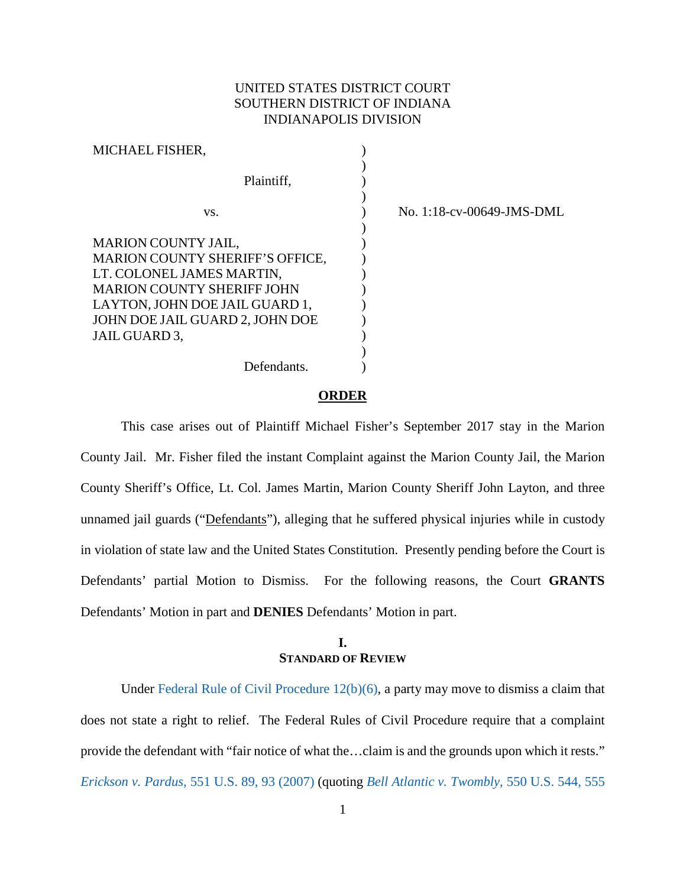UNITED STATES DISTRICT COURT
SOUTHERN DISTRICT OF INDIANA
INDIANAPOLIS DIVISION

| | | |
|---|---|---|
| MICHAEL FISHER, <br><br> Plaintiff, <br><br> vs. <br><br> MARION COUNTY JAIL, MARION COUNTY SHERIFF'S OFFICE, LT. COLONEL JAMES MARTIN, MARION COUNTY SHERIFF JOHN LAYTON, JOHN DOE JAIL GUARD 1, JOHN DOE JAIL GUARD 2, JOHN DOE JAIL GUARD 3, <br><br> Defendants. | ) | No. 1:18-cv-00649-JMS-DML |

## ORDER

This case arises out of Plaintiff Michael Fisher's September 2017 stay in the Marion County Jail. Mr. Fisher filed the instant Complaint against the Marion County Jail, the Marion County Sheriff's Office, Lt. Col. James Martin, Marion County Sheriff John Layton, and three unnamed jail guards ("Defendants"), alleging that he suffered physical injuries while in custody in violation of state law and the United States Constitution. Presently pending before the Court is Defendants' partial Motion to Dismiss. For the following reasons, the Court **GRANTS** Defendants' Motion in part and **DENIES** Defendants' Motion in part.

### I.
### STANDARD OF REVIEW

Under Federal Rule of Civil Procedure 12(b)(6), a party may move to dismiss a claim that does not state a right to relief. The Federal Rules of Civil Procedure require that a complaint provide the defendant with "fair notice of what the…claim is and the grounds upon which it rests." *Erickson v. Pardus*, 551 U.S. 89, 93 (2007) (quoting *Bell Atlantic v. Twombly*, 550 U.S. 544, 555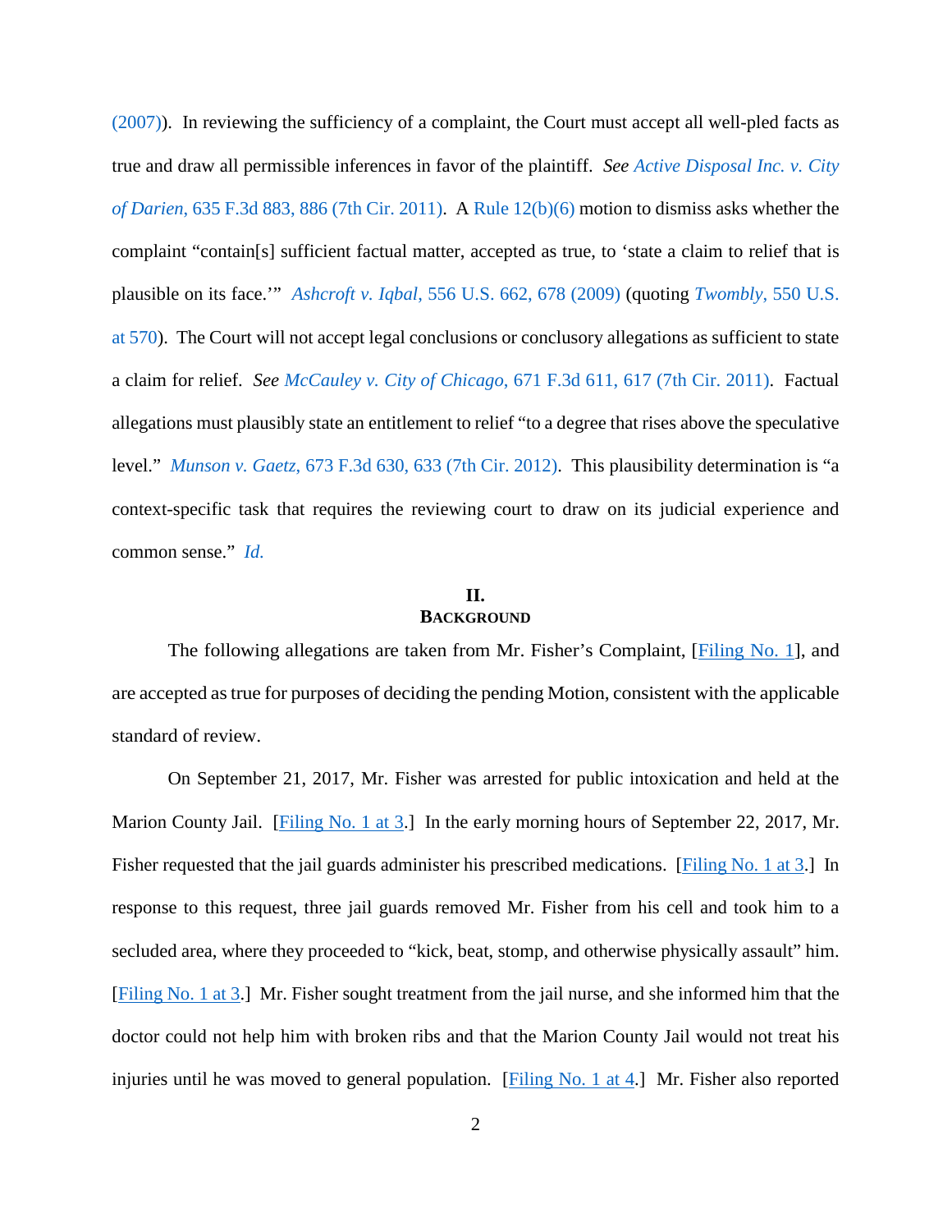(2007)). In reviewing the sufficiency of a complaint, the Court must accept all well-pled facts as true and draw all permissible inferences in favor of the plaintiff. *See Active Disposal Inc. v. City of Darien*, 635 F.3d 883, 886 (7th Cir. 2011). A Rule 12(b)(6) motion to dismiss asks whether the complaint "contain[s] sufficient factual matter, accepted as true, to 'state a claim to relief that is plausible on its face.'" *Ashcroft v. Iqbal*, 556 U.S. 662, 678 (2009) (quoting *Twombly*, 550 U.S. at 570). The Court will not accept legal conclusions or conclusory allegations as sufficient to state a claim for relief. *See McCauley v. City of Chicago*, 671 F.3d 611, 617 (7th Cir. 2011). Factual allegations must plausibly state an entitlement to relief "to a degree that rises above the speculative level." *Munson v. Gaetz*, 673 F.3d 630, 633 (7th Cir. 2012). This plausibility determination is "a context-specific task that requires the reviewing court to draw on its judicial experience and common sense." *Id.*

## II.
## BACKGROUND

The following allegations are taken from Mr. Fisher's Complaint, [Filing No. 1], and are accepted as true for purposes of deciding the pending Motion, consistent with the applicable standard of review.

On September 21, 2017, Mr. Fisher was arrested for public intoxication and held at the Marion County Jail. [Filing No. 1 at 3.] In the early morning hours of September 22, 2017, Mr. Fisher requested that the jail guards administer his prescribed medications. [Filing No. 1 at 3.] In response to this request, three jail guards removed Mr. Fisher from his cell and took him to a secluded area, where they proceeded to "kick, beat, stomp, and otherwise physically assault" him. [Filing No. 1 at 3.] Mr. Fisher sought treatment from the jail nurse, and she informed him that the doctor could not help him with broken ribs and that the Marion County Jail would not treat his injuries until he was moved to general population. [Filing No. 1 at 4.] Mr. Fisher also reported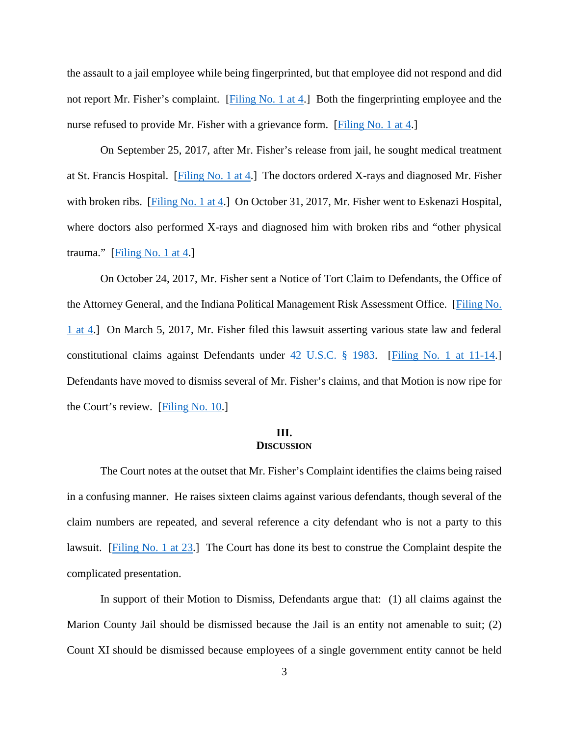the assault to a jail employee while being fingerprinted, but that employee did not respond and did not report Mr. Fisher's complaint. [Filing No. 1 at 4.] Both the fingerprinting employee and the nurse refused to provide Mr. Fisher with a grievance form. [Filing No. 1 at 4.]

On September 25, 2017, after Mr. Fisher's release from jail, he sought medical treatment at St. Francis Hospital. [Filing No. 1 at 4.] The doctors ordered X-rays and diagnosed Mr. Fisher with broken ribs. [Filing No. 1 at 4.] On October 31, 2017, Mr. Fisher went to Eskenazi Hospital, where doctors also performed X-rays and diagnosed him with broken ribs and "other physical trauma." [Filing No. 1 at 4.]

On October 24, 2017, Mr. Fisher sent a Notice of Tort Claim to Defendants, the Office of the Attorney General, and the Indiana Political Management Risk Assessment Office. [Filing No. 1 at 4.] On March 5, 2017, Mr. Fisher filed this lawsuit asserting various state law and federal constitutional claims against Defendants under 42 U.S.C. § 1983. [Filing No. 1 at 11-14.] Defendants have moved to dismiss several of Mr. Fisher's claims, and that Motion is now ripe for the Court's review. [Filing No. 10.]

## III. DISCUSSION

The Court notes at the outset that Mr. Fisher's Complaint identifies the claims being raised in a confusing manner. He raises sixteen claims against various defendants, though several of the claim numbers are repeated, and several reference a city defendant who is not a party to this lawsuit. [Filing No. 1 at 23.] The Court has done its best to construe the Complaint despite the complicated presentation.

In support of their Motion to Dismiss, Defendants argue that: (1) all claims against the Marion County Jail should be dismissed because the Jail is an entity not amenable to suit; (2) Count XI should be dismissed because employees of a single government entity cannot be held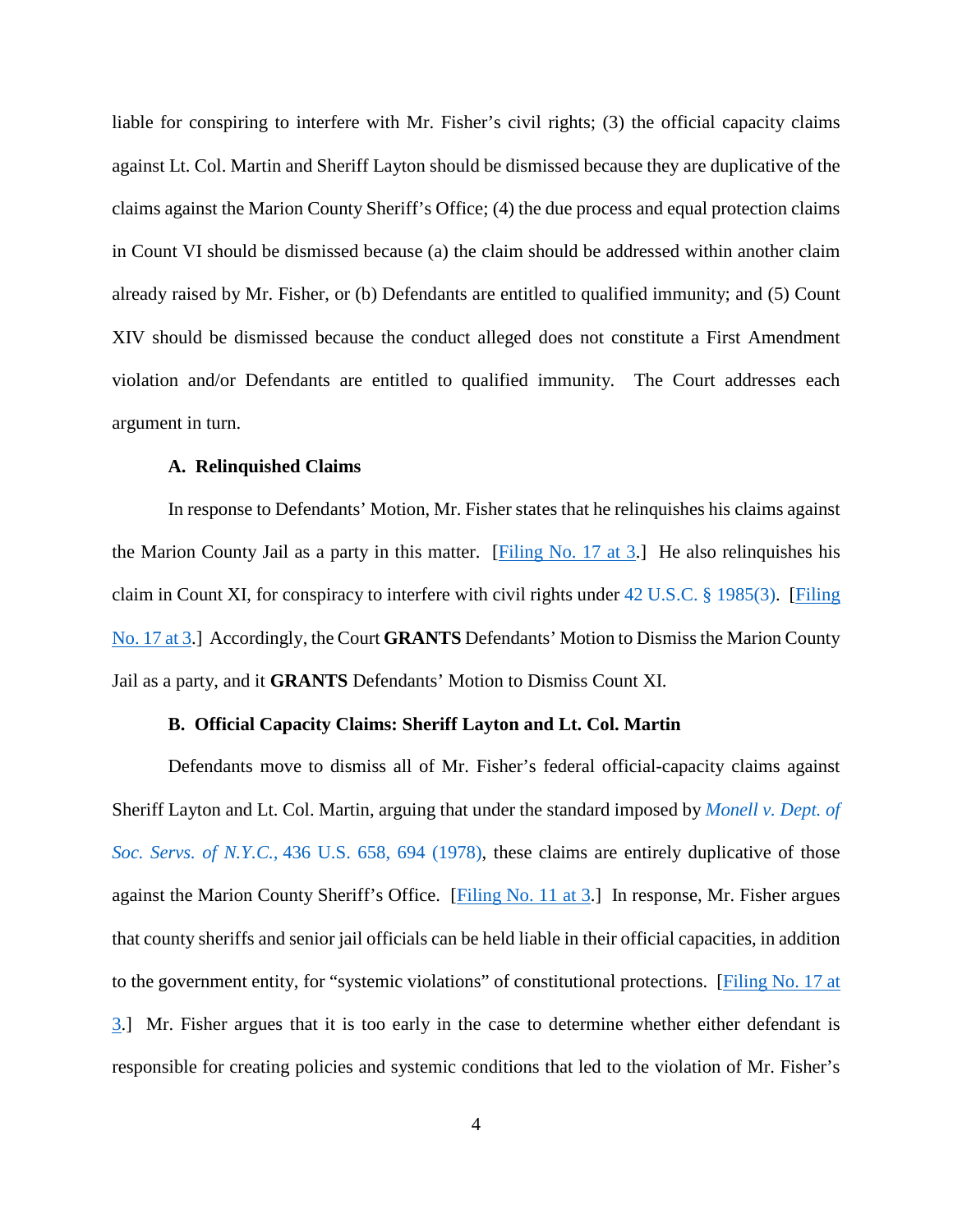liable for conspiring to interfere with Mr. Fisher's civil rights; (3) the official capacity claims against Lt. Col. Martin and Sheriff Layton should be dismissed because they are duplicative of the claims against the Marion County Sheriff's Office; (4) the due process and equal protection claims in Count VI should be dismissed because (a) the claim should be addressed within another claim already raised by Mr. Fisher, or (b) Defendants are entitled to qualified immunity; and (5) Count XIV should be dismissed because the conduct alleged does not constitute a First Amendment violation and/or Defendants are entitled to qualified immunity. The Court addresses each argument in turn.

### A. Relinquished Claims

In response to Defendants' Motion, Mr. Fisher states that he relinquishes his claims against the Marion County Jail as a party in this matter. [Filing No. 17 at 3.] He also relinquishes his claim in Count XI, for conspiracy to interfere with civil rights under 42 U.S.C. § 1985(3). [Filing No. 17 at 3.] Accordingly, the Court **GRANTS** Defendants' Motion to Dismiss the Marion County Jail as a party, and it **GRANTS** Defendants' Motion to Dismiss Count XI.

### B. Official Capacity Claims: Sheriff Layton and Lt. Col. Martin

Defendants move to dismiss all of Mr. Fisher's federal official-capacity claims against Sheriff Layton and Lt. Col. Martin, arguing that under the standard imposed by *Monell v. Dept. of Soc. Servs. of N.Y.C.*, 436 U.S. 658, 694 (1978), these claims are entirely duplicative of those against the Marion County Sheriff's Office. [Filing No. 11 at 3.] In response, Mr. Fisher argues that county sheriffs and senior jail officials can be held liable in their official capacities, in addition to the government entity, for "systemic violations" of constitutional protections. [Filing No. 17 at 3.] Mr. Fisher argues that it is too early in the case to determine whether either defendant is responsible for creating policies and systemic conditions that led to the violation of Mr. Fisher's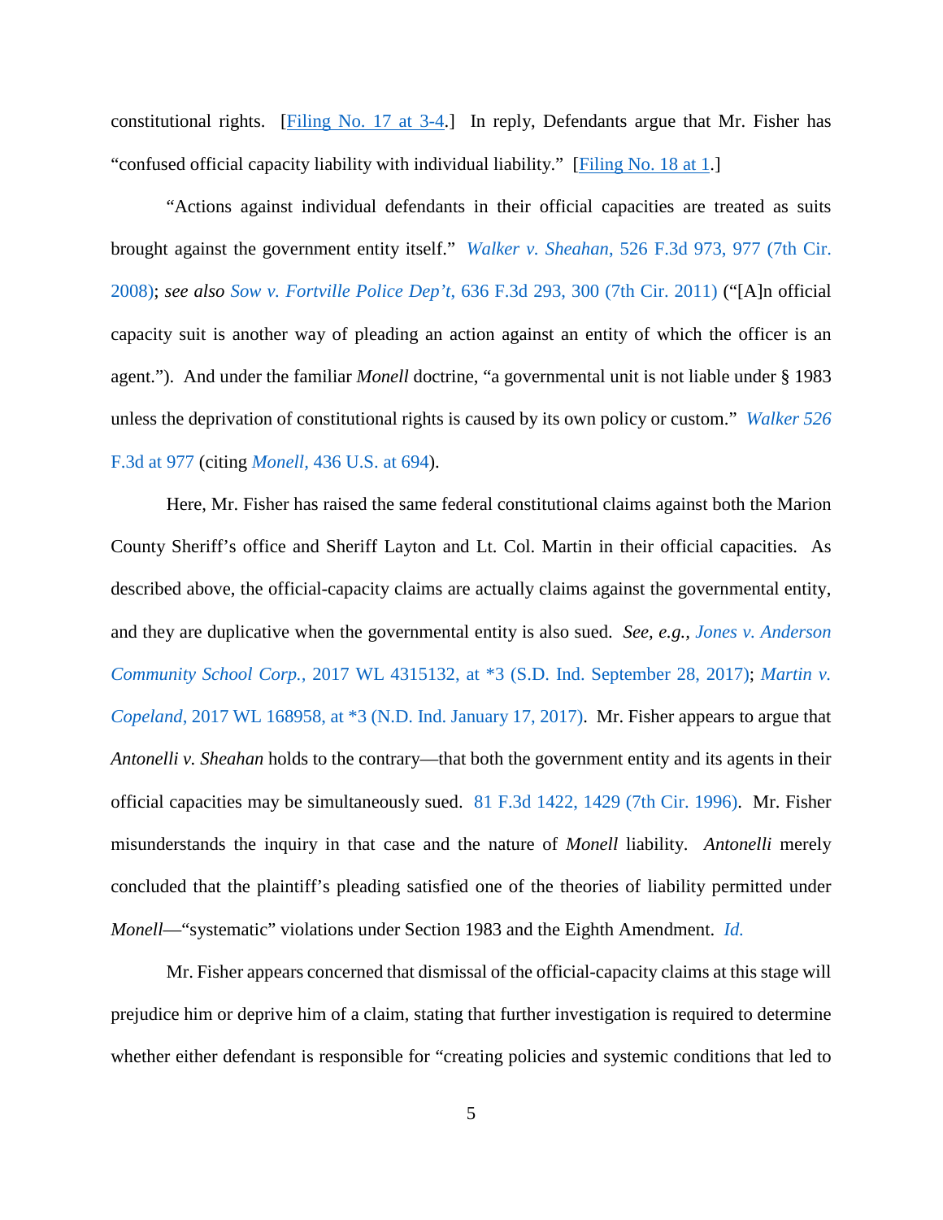constitutional rights. [Filing No. 17 at 3-4.] In reply, Defendants argue that Mr. Fisher has "confused official capacity liability with individual liability." [Filing No. 18 at 1.]

"Actions against individual defendants in their official capacities are treated as suits brought against the government entity itself." *Walker v. Sheahan*, 526 F.3d 973, 977 (7th Cir. 2008); *see also Sow v. Fortville Police Dep't*, 636 F.3d 293, 300 (7th Cir. 2011) ("[A]n official capacity suit is another way of pleading an action against an entity of which the officer is an agent."). And under the familiar *Monell* doctrine, "a governmental unit is not liable under § 1983 unless the deprivation of constitutional rights is caused by its own policy or custom." *Walker* 526 F.3d at 977 (citing *Monell*, 436 U.S. at 694).

Here, Mr. Fisher has raised the same federal constitutional claims against both the Marion County Sheriff's office and Sheriff Layton and Lt. Col. Martin in their official capacities. As described above, the official-capacity claims are actually claims against the governmental entity, and they are duplicative when the governmental entity is also sued. *See, e.g., Jones v. Anderson Community School Corp.*, 2017 WL 4315132, at *3 (S.D. Ind. September 28, 2017); *Martin v. Copeland*, 2017 WL 168958, at *3 (N.D. Ind. January 17, 2017). Mr. Fisher appears to argue that *Antonelli v. Sheahan* holds to the contrary—that both the government entity and its agents in their official capacities may be simultaneously sued. 81 F.3d 1422, 1429 (7th Cir. 1996). Mr. Fisher misunderstands the inquiry in that case and the nature of *Monell* liability. *Antonelli* merely concluded that the plaintiff's pleading satisfied one of the theories of liability permitted under *Monell*—"systematic" violations under Section 1983 and the Eighth Amendment. *Id.*

Mr. Fisher appears concerned that dismissal of the official-capacity claims at this stage will prejudice him or deprive him of a claim, stating that further investigation is required to determine whether either defendant is responsible for "creating policies and systemic conditions that led to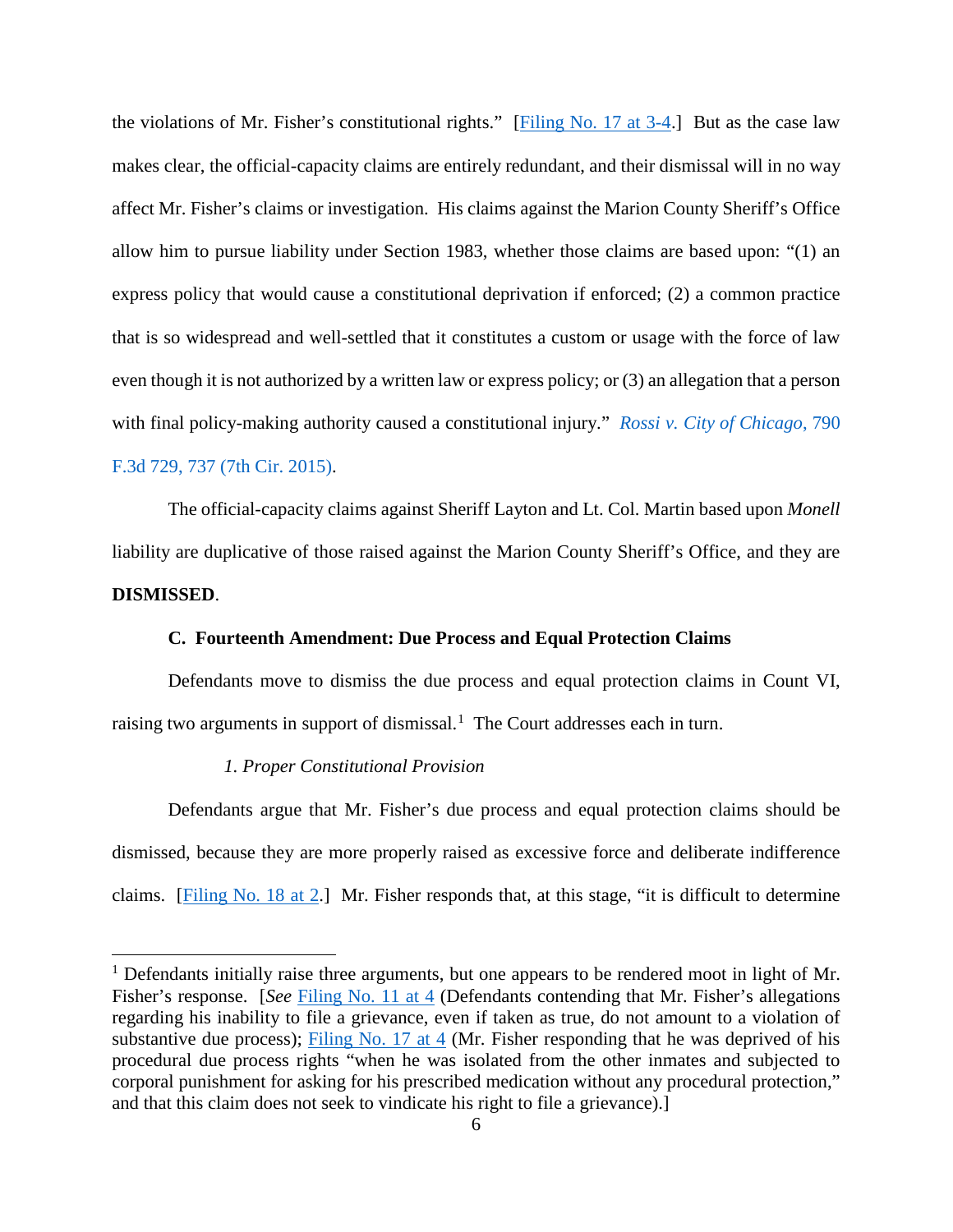the violations of Mr. Fisher's constitutional rights." [Filing No. 17 at 3-4.] But as the case law makes clear, the official-capacity claims are entirely redundant, and their dismissal will in no way affect Mr. Fisher's claims or investigation. His claims against the Marion County Sheriff's Office allow him to pursue liability under Section 1983, whether those claims are based upon: "(1) an express policy that would cause a constitutional deprivation if enforced; (2) a common practice that is so widespread and well-settled that it constitutes a custom or usage with the force of law even though it is not authorized by a written law or express policy; or (3) an allegation that a person with final policy-making authority caused a constitutional injury." *Rossi v. City of Chicago*, 790 F.3d 729, 737 (7th Cir. 2015).

The official-capacity claims against Sheriff Layton and Lt. Col. Martin based upon *Monell* liability are duplicative of those raised against the Marion County Sheriff's Office, and they are **DISMISSED**.

### C. Fourteenth Amendment: Due Process and Equal Protection Claims

Defendants move to dismiss the due process and equal protection claims in Count VI, raising two arguments in support of dismissal.[1] The Court addresses each in turn.

#### *1. Proper Constitutional Provision*

Defendants argue that Mr. Fisher's due process and equal protection claims should be dismissed, because they are more properly raised as excessive force and deliberate indifference claims. [Filing No. 18 at 2.] Mr. Fisher responds that, at this stage, "it is difficult to determine

---

[1] Defendants initially raise three arguments, but one appears to be rendered moot in light of Mr. Fisher's response. [*See* Filing No. 11 at 4 (Defendants contending that Mr. Fisher's allegations regarding his inability to file a grievance, even if taken as true, do not amount to a violation of substantive due process); Filing No. 17 at 4 (Mr. Fisher responding that he was deprived of his procedural due process rights "when he was isolated from the other inmates and subjected to corporal punishment for asking for his prescribed medication without any procedural protection," and that this claim does not seek to vindicate his right to file a grievance).]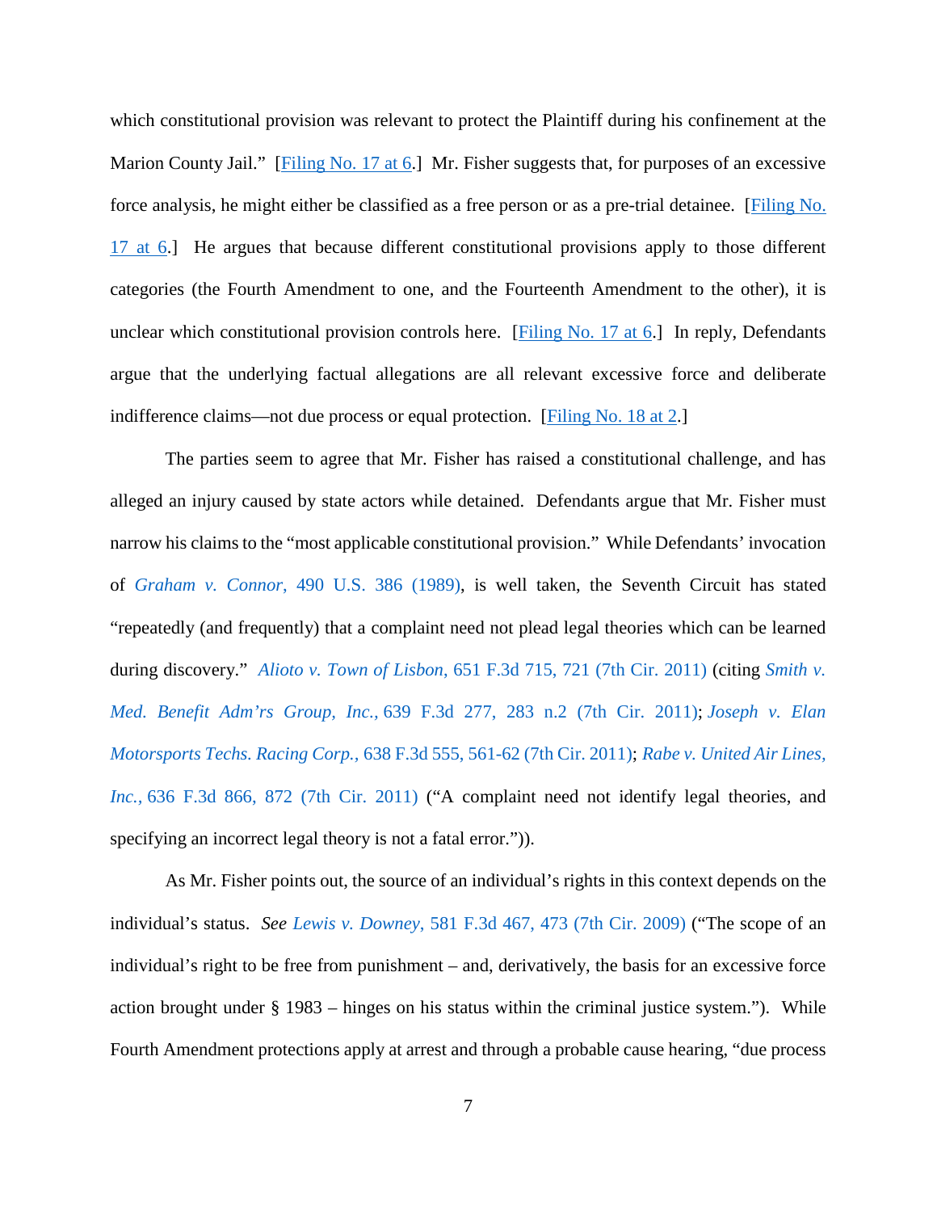which constitutional provision was relevant to protect the Plaintiff during his confinement at the Marion County Jail." [Filing No. 17 at 6.] Mr. Fisher suggests that, for purposes of an excessive force analysis, he might either be classified as a free person or as a pre-trial detainee. [Filing No. 17 at 6.] He argues that because different constitutional provisions apply to those different categories (the Fourth Amendment to one, and the Fourteenth Amendment to the other), it is unclear which constitutional provision controls here. [Filing No. 17 at 6.] In reply, Defendants argue that the underlying factual allegations are all relevant excessive force and deliberate indifference claims—not due process or equal protection. [Filing No. 18 at 2.]

The parties seem to agree that Mr. Fisher has raised a constitutional challenge, and has alleged an injury caused by state actors while detained. Defendants argue that Mr. Fisher must narrow his claims to the "most applicable constitutional provision." While Defendants' invocation of *Graham v. Connor*, 490 U.S. 386 (1989), is well taken, the Seventh Circuit has stated "repeatedly (and frequently) that a complaint need not plead legal theories which can be learned during discovery." *Alioto v. Town of Lisbon*, 651 F.3d 715, 721 (7th Cir. 2011) (citing *Smith v. Med. Benefit Adm'rs Group, Inc.*, 639 F.3d 277, 283 n.2 (7th Cir. 2011); *Joseph v. Elan Motorsports Techs. Racing Corp.*, 638 F.3d 555, 561-62 (7th Cir. 2011); *Rabe v. United Air Lines, Inc.*, 636 F.3d 866, 872 (7th Cir. 2011) ("A complaint need not identify legal theories, and specifying an incorrect legal theory is not a fatal error.")).

As Mr. Fisher points out, the source of an individual's rights in this context depends on the individual's status. *See Lewis v. Downey*, 581 F.3d 467, 473 (7th Cir. 2009) ("The scope of an individual's right to be free from punishment – and, derivatively, the basis for an excessive force action brought under § 1983 – hinges on his status within the criminal justice system."). While Fourth Amendment protections apply at arrest and through a probable cause hearing, "due process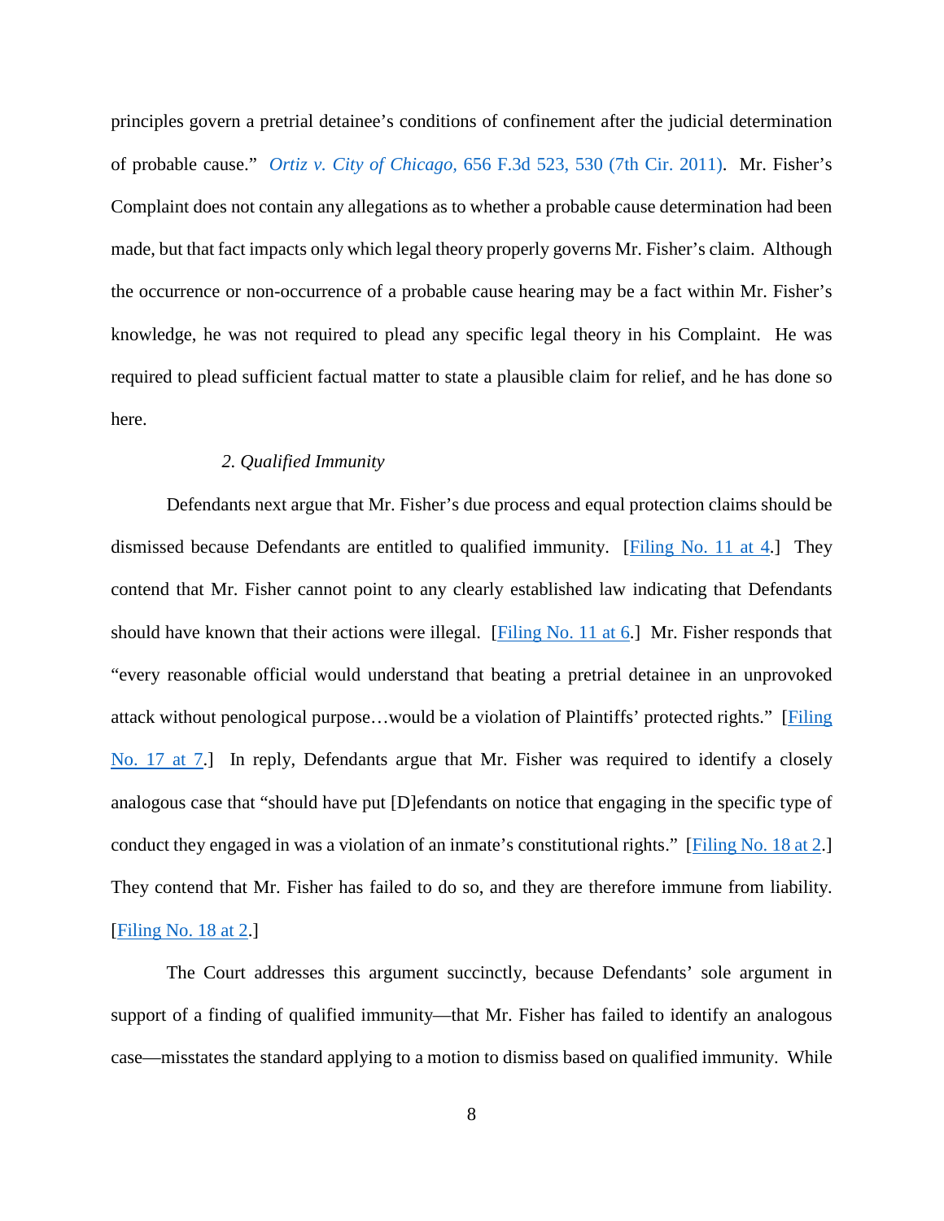principles govern a pretrial detainee's conditions of confinement after the judicial determination of probable cause." *Ortiz v. City of Chicago*, 656 F.3d 523, 530 (7th Cir. 2011). Mr. Fisher's Complaint does not contain any allegations as to whether a probable cause determination had been made, but that fact impacts only which legal theory properly governs Mr. Fisher's claim. Although the occurrence or non-occurrence of a probable cause hearing may be a fact within Mr. Fisher's knowledge, he was not required to plead any specific legal theory in his Complaint. He was required to plead sufficient factual matter to state a plausible claim for relief, and he has done so here.

*2. Qualified Immunity*

Defendants next argue that Mr. Fisher's due process and equal protection claims should be dismissed because Defendants are entitled to qualified immunity. [Filing No. 11 at 4.] They contend that Mr. Fisher cannot point to any clearly established law indicating that Defendants should have known that their actions were illegal. [Filing No. 11 at 6.] Mr. Fisher responds that "every reasonable official would understand that beating a pretrial detainee in an unprovoked attack without penological purpose…would be a violation of Plaintiffs' protected rights." [Filing No. 17 at 7.] In reply, Defendants argue that Mr. Fisher was required to identify a closely analogous case that "should have put [D]efendants on notice that engaging in the specific type of conduct they engaged in was a violation of an inmate's constitutional rights." [Filing No. 18 at 2.] They contend that Mr. Fisher has failed to do so, and they are therefore immune from liability. [Filing No. 18 at 2.]

The Court addresses this argument succinctly, because Defendants' sole argument in support of a finding of qualified immunity—that Mr. Fisher has failed to identify an analogous case—misstates the standard applying to a motion to dismiss based on qualified immunity. While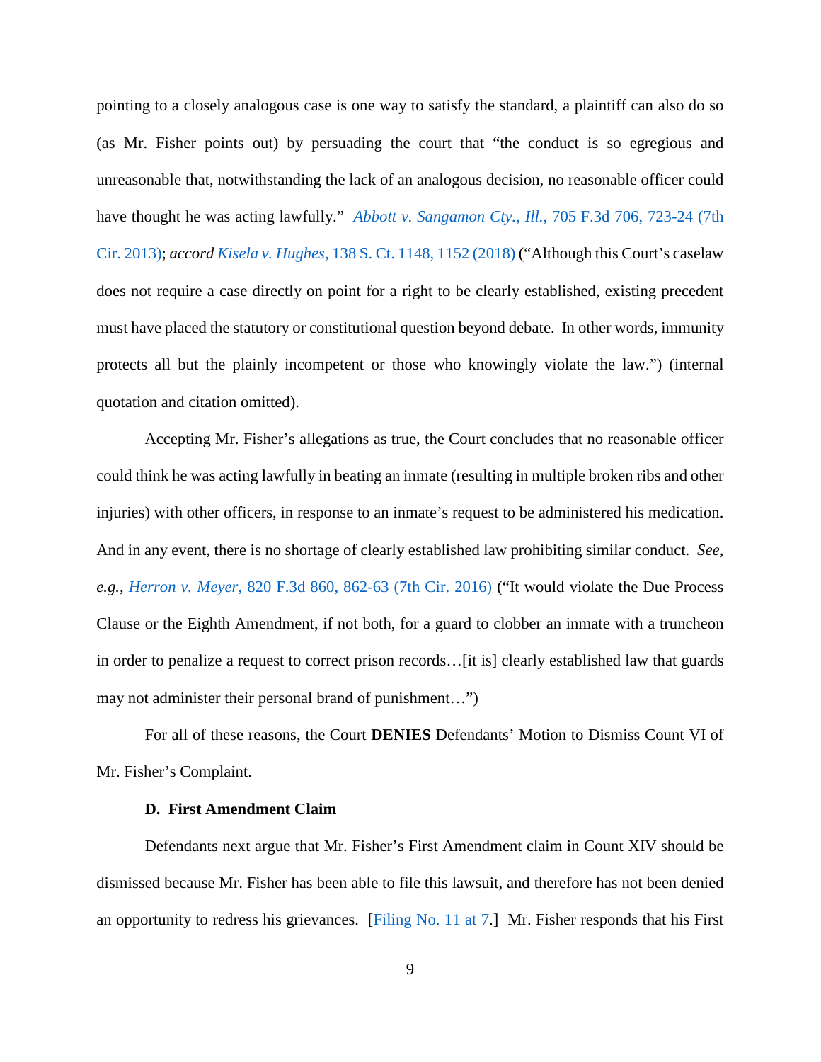pointing to a closely analogous case is one way to satisfy the standard, a plaintiff can also do so (as Mr. Fisher points out) by persuading the court that "the conduct is so egregious and unreasonable that, notwithstanding the lack of an analogous decision, no reasonable officer could have thought he was acting lawfully." *Abbott v. Sangamon Cty., Ill.*, 705 F.3d 706, 723-24 (7th Cir. 2013); *accord Kisela v. Hughes*, 138 S. Ct. 1148, 1152 (2018) ("Although this Court's caselaw does not require a case directly on point for a right to be clearly established, existing precedent must have placed the statutory or constitutional question beyond debate. In other words, immunity protects all but the plainly incompetent or those who knowingly violate the law.") (internal quotation and citation omitted).

Accepting Mr. Fisher's allegations as true, the Court concludes that no reasonable officer could think he was acting lawfully in beating an inmate (resulting in multiple broken ribs and other injuries) with other officers, in response to an inmate's request to be administered his medication. And in any event, there is no shortage of clearly established law prohibiting similar conduct. *See, e.g., Herron v. Meyer*, 820 F.3d 860, 862-63 (7th Cir. 2016) ("It would violate the Due Process Clause or the Eighth Amendment, if not both, for a guard to clobber an inmate with a truncheon in order to penalize a request to correct prison records…[it is] clearly established law that guards may not administer their personal brand of punishment…")

For all of these reasons, the Court **DENIES** Defendants' Motion to Dismiss Count VI of Mr. Fisher's Complaint.

### D. First Amendment Claim

Defendants next argue that Mr. Fisher's First Amendment claim in Count XIV should be dismissed because Mr. Fisher has been able to file this lawsuit, and therefore has not been denied an opportunity to redress his grievances. [Filing No. 11 at 7.] Mr. Fisher responds that his First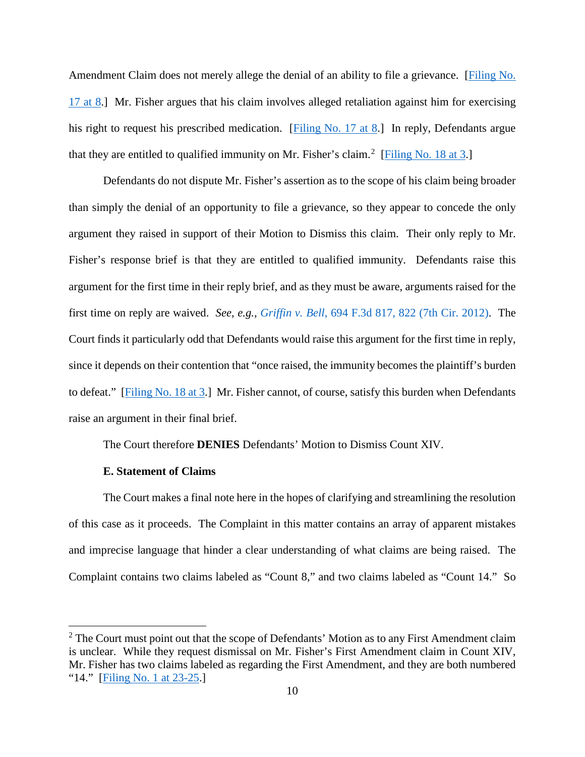Amendment Claim does not merely allege the denial of an ability to file a grievance. [Filing No. 17 at 8.] Mr. Fisher argues that his claim involves alleged retaliation against him for exercising his right to request his prescribed medication. [Filing No. 17 at 8.] In reply, Defendants argue that they are entitled to qualified immunity on Mr. Fisher's claim.[2] [Filing No. 18 at 3.]

Defendants do not dispute Mr. Fisher's assertion as to the scope of his claim being broader than simply the denial of an opportunity to file a grievance, so they appear to concede the only argument they raised in support of their Motion to Dismiss this claim. Their only reply to Mr. Fisher's response brief is that they are entitled to qualified immunity. Defendants raise this argument for the first time in their reply brief, and as they must be aware, arguments raised for the first time on reply are waived. *See, e.g.*, *Griffin v. Bell*, 694 F.3d 817, 822 (7th Cir. 2012). The Court finds it particularly odd that Defendants would raise this argument for the first time in reply, since it depends on their contention that "once raised, the immunity becomes the plaintiff's burden to defeat." [Filing No. 18 at 3.] Mr. Fisher cannot, of course, satisfy this burden when Defendants raise an argument in their final brief.

The Court therefore **DENIES** Defendants' Motion to Dismiss Count XIV.

**E. Statement of Claims**

The Court makes a final note here in the hopes of clarifying and streamlining the resolution of this case as it proceeds. The Complaint in this matter contains an array of apparent mistakes and imprecise language that hinder a clear understanding of what claims are being raised. The Complaint contains two claims labeled as "Count 8," and two claims labeled as "Count 14." So

---

[2] The Court must point out that the scope of Defendants' Motion as to any First Amendment claim is unclear. While they request dismissal on Mr. Fisher's First Amendment claim in Count XIV, Mr. Fisher has two claims labeled as regarding the First Amendment, and they are both numbered "14." [Filing No. 1 at 23-25.]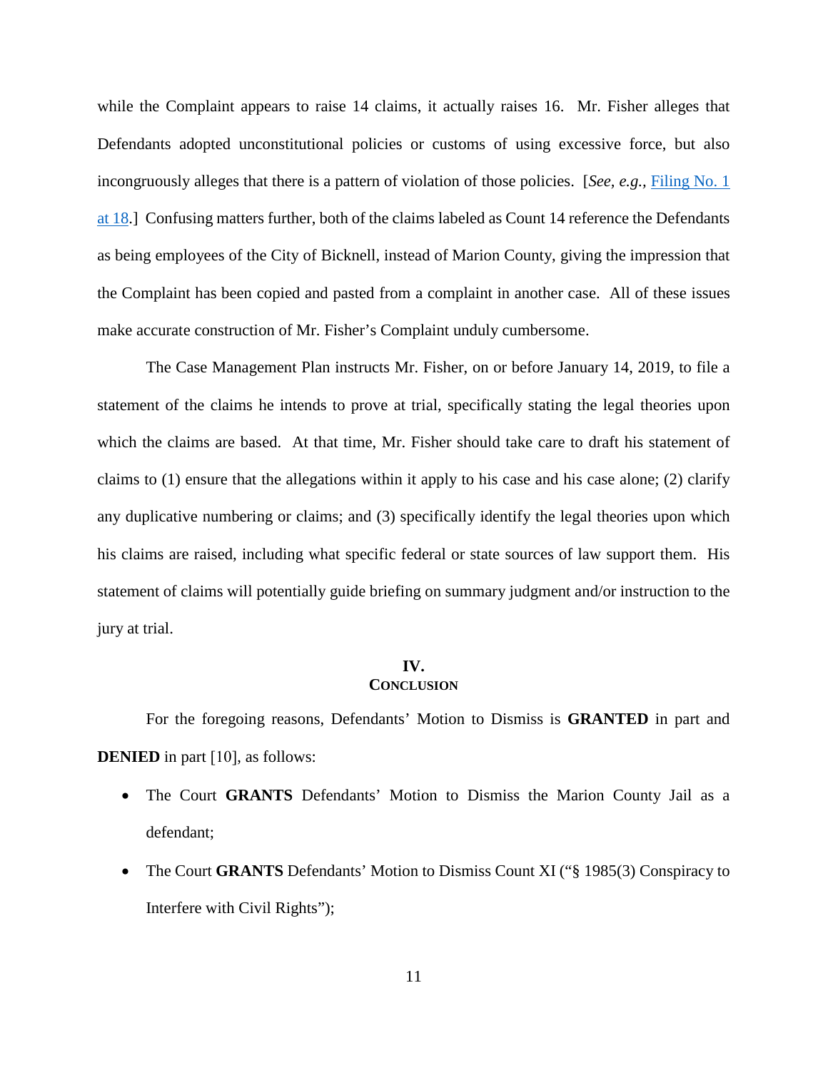while the Complaint appears to raise 14 claims, it actually raises 16. Mr. Fisher alleges that Defendants adopted unconstitutional policies or customs of using excessive force, but also incongruously alleges that there is a pattern of violation of those policies. [*See, e.g.*, Filing No. 1 at 18.] Confusing matters further, both of the claims labeled as Count 14 reference the Defendants as being employees of the City of Bicknell, instead of Marion County, giving the impression that the Complaint has been copied and pasted from a complaint in another case. All of these issues make accurate construction of Mr. Fisher's Complaint unduly cumbersome.

The Case Management Plan instructs Mr. Fisher, on or before January 14, 2019, to file a statement of the claims he intends to prove at trial, specifically stating the legal theories upon which the claims are based. At that time, Mr. Fisher should take care to draft his statement of claims to (1) ensure that the allegations within it apply to his case and his case alone; (2) clarify any duplicative numbering or claims; and (3) specifically identify the legal theories upon which his claims are raised, including what specific federal or state sources of law support them. His statement of claims will potentially guide briefing on summary judgment and/or instruction to the jury at trial.

## IV.
## CONCLUSION

For the foregoing reasons, Defendants' Motion to Dismiss is **GRANTED** in part and **DENIED** in part [10], as follows:

- The Court **GRANTS** Defendants' Motion to Dismiss the Marion County Jail as a defendant;
- The Court **GRANTS** Defendants' Motion to Dismiss Count XI ("§ 1985(3) Conspiracy to Interfere with Civil Rights");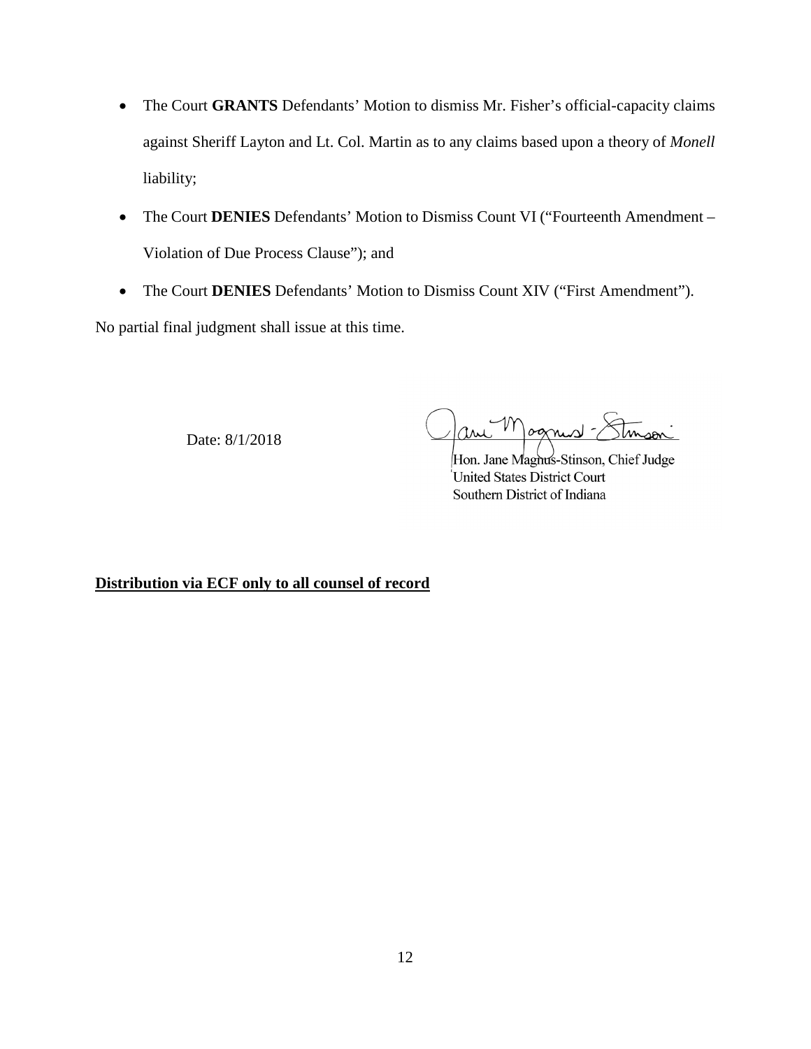- The Court **GRANTS** Defendants' Motion to dismiss Mr. Fisher's official-capacity claims against Sheriff Layton and Lt. Col. Martin as to any claims based upon a theory of *Monell* liability;
- The Court **DENIES** Defendants' Motion to Dismiss Count VI ("Fourteenth Amendment – Violation of Due Process Clause"); and
- The Court **DENIES** Defendants' Motion to Dismiss Count XIV ("First Amendment").

No partial final judgment shall issue at this time.

Date: 8/1/2018

Hon. Jane Magnus-Stinson, Chief Judge
United States District Court
Southern District of Indiana

**Distribution via ECF only to all counsel of record**